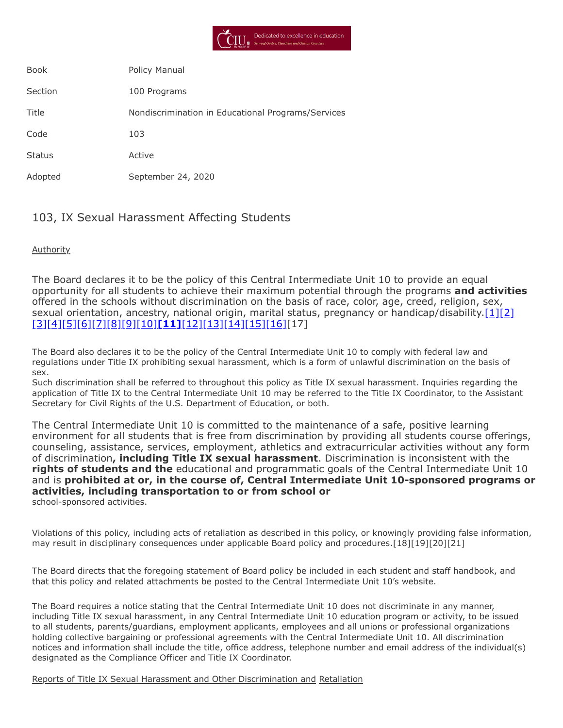| Book | Policy Manual |
| --- | --- |
| Section | 100 Programs |
| Title | Nondiscrimination in Educational Programs/Services |
| Code | 103 |
| Status | Active |
| Adopted | September 24, 2020 |

## 103, IX Sexual Harassment Affecting Students

Authority

The Board declares it to be the policy of this Central Intermediate Unit 10 to provide an equal opportunity for all students to achieve their maximum potential through the programs **and activities** offered in the schools without discrimination on the basis of race, color, age, creed, religion, sex, sexual orientation, ancestry, national origin, marital status, pregnancy or handicap/disability.[1][2][3][4][5][6][7][8][9][10]**[11]**[12][13][14][15][16][17]

The Board also declares it to be the policy of the Central Intermediate Unit 10 to comply with federal law and regulations under Title IX prohibiting sexual harassment, which is a form of unlawful discrimination on the basis of sex.
Such discrimination shall be referred to throughout this policy as Title IX sexual harassment. Inquiries regarding the application of Title IX to the Central Intermediate Unit 10 may be referred to the Title IX Coordinator, to the Assistant Secretary for Civil Rights of the U.S. Department of Education, or both.

The Central Intermediate Unit 10 is committed to the maintenance of a safe, positive learning environment for all students that is free from discrimination by providing all students course offerings, counseling, assistance, services, employment, athletics and extracurricular activities without any form of discrimination**, including Title IX sexual harassment**. Discrimination is inconsistent with the **rights of students and the** educational and programmatic goals of the Central Intermediate Unit 10 and is **prohibited at or, in the course of, Central Intermediate Unit 10-sponsored programs or activities, including transportation to or from school or** school-sponsored activities.

Violations of this policy, including acts of retaliation as described in this policy, or knowingly providing false information, may result in disciplinary consequences under applicable Board policy and procedures.[18][19][20][21]

The Board directs that the foregoing statement of Board policy be included in each student and staff handbook, and that this policy and related attachments be posted to the Central Intermediate Unit 10's website.

The Board requires a notice stating that the Central Intermediate Unit 10 does not discriminate in any manner, including Title IX sexual harassment, in any Central Intermediate Unit 10 education program or activity, to be issued to all students, parents/guardians, employment applicants, employees and all unions or professional organizations holding collective bargaining or professional agreements with the Central Intermediate Unit 10. All discrimination notices and information shall include the title, office address, telephone number and email address of the individual(s) designated as the Compliance Officer and Title IX Coordinator.

Reports of Title IX Sexual Harassment and Other Discrimination and Retaliation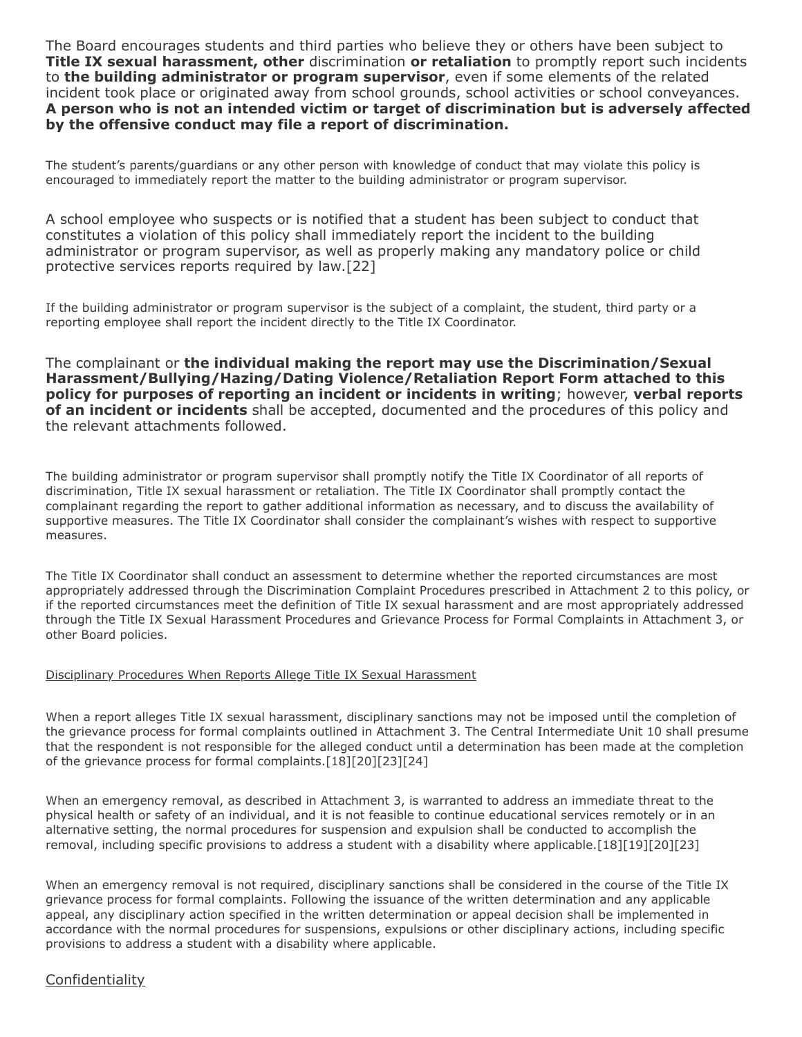The Board encourages students and third parties who believe they or others have been subject to **Title IX sexual harassment, other** discrimination **or retaliation** to promptly report such incidents to **the building administrator or program supervisor**, even if some elements of the related incident took place or originated away from school grounds, school activities or school conveyances. **A person who is not an intended victim or target of discrimination but is adversely affected by the offensive conduct may file a report of discrimination.**

The student's parents/guardians or any other person with knowledge of conduct that may violate this policy is encouraged to immediately report the matter to the building administrator or program supervisor.

A school employee who suspects or is notified that a student has been subject to conduct that constitutes a violation of this policy shall immediately report the incident to the building administrator or program supervisor, as well as properly making any mandatory police or child protective services reports required by law.[22]

If the building administrator or program supervisor is the subject of a complaint, the student, third party or a reporting employee shall report the incident directly to the Title IX Coordinator.

The complainant or **the individual making the report may use the Discrimination/Sexual Harassment/Bullying/Hazing/Dating Violence/Retaliation Report Form attached to this policy for purposes of reporting an incident or incidents in writing**; however, **verbal reports of an incident or incidents** shall be accepted, documented and the procedures of this policy and the relevant attachments followed.

The building administrator or program supervisor shall promptly notify the Title IX Coordinator of all reports of discrimination, Title IX sexual harassment or retaliation. The Title IX Coordinator shall promptly contact the complainant regarding the report to gather additional information as necessary, and to discuss the availability of supportive measures. The Title IX Coordinator shall consider the complainant's wishes with respect to supportive measures.

The Title IX Coordinator shall conduct an assessment to determine whether the reported circumstances are most appropriately addressed through the Discrimination Complaint Procedures prescribed in Attachment 2 to this policy, or if the reported circumstances meet the definition of Title IX sexual harassment and are most appropriately addressed through the Title IX Sexual Harassment Procedures and Grievance Process for Formal Complaints in Attachment 3, or other Board policies.

<u>Disciplinary Procedures When Reports Allege Title IX Sexual Harassment</u>

When a report alleges Title IX sexual harassment, disciplinary sanctions may not be imposed until the completion of the grievance process for formal complaints outlined in Attachment 3. The Central Intermediate Unit 10 shall presume that the respondent is not responsible for the alleged conduct until a determination has been made at the completion of the grievance process for formal complaints.[18][20][23][24]

When an emergency removal, as described in Attachment 3, is warranted to address an immediate threat to the physical health or safety of an individual, and it is not feasible to continue educational services remotely or in an alternative setting, the normal procedures for suspension and expulsion shall be conducted to accomplish the removal, including specific provisions to address a student with a disability where applicable.[18][19][20][23]

When an emergency removal is not required, disciplinary sanctions shall be considered in the course of the Title IX grievance process for formal complaints. Following the issuance of the written determination and any applicable appeal, any disciplinary action specified in the written determination or appeal decision shall be implemented in accordance with the normal procedures for suspensions, expulsions or other disciplinary actions, including specific provisions to address a student with a disability where applicable.

<u>Confidentiality</u>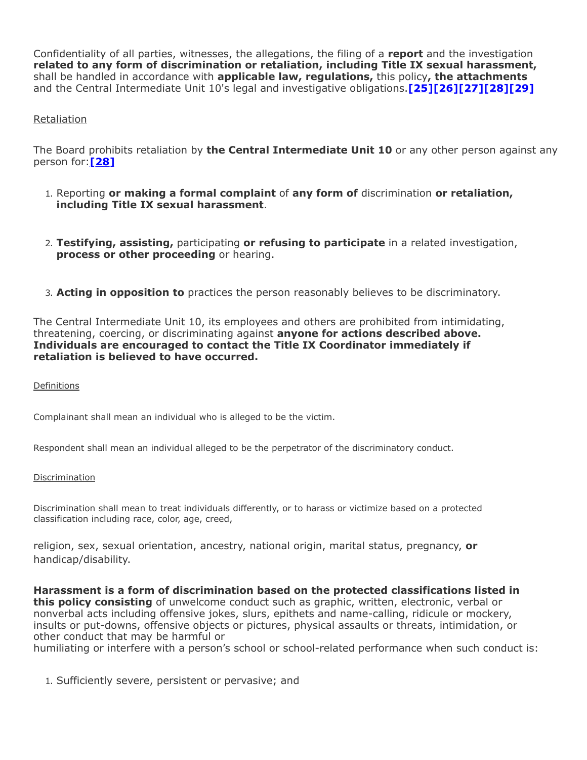Confidentiality of all parties, witnesses, the allegations, the filing of a **report** and the investigation **related to any form of discrimination or retaliation, including Title IX sexual harassment,** shall be handled in accordance with **applicable law, regulations,** this policy**, the attachments** and the Central Intermediate Unit 10's legal and investigative obligations.**[25][26][27][28][29]**

Retaliation

The Board prohibits retaliation by **the Central Intermediate Unit 10** or any other person against any person for:**[28]**

1. Reporting **or making a formal complaint** of **any form of** discrimination **or retaliation, including Title IX sexual harassment**.

2. **Testifying, assisting,** participating **or refusing to participate** in a related investigation, **process or other proceeding** or hearing.

3. **Acting in opposition to** practices the person reasonably believes to be discriminatory.

The Central Intermediate Unit 10, its employees and others are prohibited from intimidating, threatening, coercing, or discriminating against **anyone for actions described above. Individuals are encouraged to contact the Title IX Coordinator immediately if retaliation is believed to have occurred.**

Definitions

Complainant shall mean an individual who is alleged to be the victim.

Respondent shall mean an individual alleged to be the perpetrator of the discriminatory conduct.

Discrimination

Discrimination shall mean to treat individuals differently, or to harass or victimize based on a protected classification including race, color, age, creed,

religion, sex, sexual orientation, ancestry, national origin, marital status, pregnancy, **or** handicap/disability.

**Harassment is a form of discrimination based on the protected classifications listed in this policy consisting** of unwelcome conduct such as graphic, written, electronic, verbal or nonverbal acts including offensive jokes, slurs, epithets and name-calling, ridicule or mockery, insults or put-downs, offensive objects or pictures, physical assaults or threats, intimidation, or other conduct that may be harmful or humiliating or interfere with a person's school or school-related performance when such conduct is:

1. Sufficiently severe, persistent or pervasive; and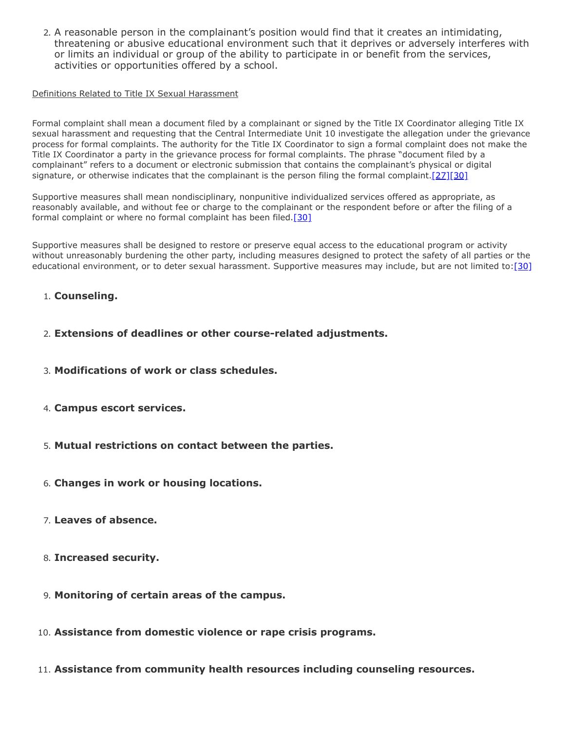2. A reasonable person in the complainant's position would find that it creates an intimidating, threatening or abusive educational environment such that it deprives or adversely interferes with or limits an individual or group of the ability to participate in or benefit from the services, activities or opportunities offered by a school.

Definitions Related to Title IX Sexual Harassment

Formal complaint shall mean a document filed by a complainant or signed by the Title IX Coordinator alleging Title IX sexual harassment and requesting that the Central Intermediate Unit 10 investigate the allegation under the grievance process for formal complaints. The authority for the Title IX Coordinator to sign a formal complaint does not make the Title IX Coordinator a party in the grievance process for formal complaints. The phrase "document filed by a complainant" refers to a document or electronic submission that contains the complainant's physical or digital signature, or otherwise indicates that the complainant is the person filing the formal complaint.[27][30]

Supportive measures shall mean nondisciplinary, nonpunitive individualized services offered as appropriate, as reasonably available, and without fee or charge to the complainant or the respondent before or after the filing of a formal complaint or where no formal complaint has been filed.[30]

Supportive measures shall be designed to restore or preserve equal access to the educational program or activity without unreasonably burdening the other party, including measures designed to protect the safety of all parties or the educational environment, or to deter sexual harassment. Supportive measures may include, but are not limited to:[30]

1. **Counseling.**
2. **Extensions of deadlines or other course-related adjustments.**
3. **Modifications of work or class schedules.**
4. **Campus escort services.**
5. **Mutual restrictions on contact between the parties.**
6. **Changes in work or housing locations.**
7. **Leaves of absence.**
8. **Increased security.**
9. **Monitoring of certain areas of the campus.**
10. **Assistance from domestic violence or rape crisis programs.**
11. **Assistance from community health resources including counseling resources.**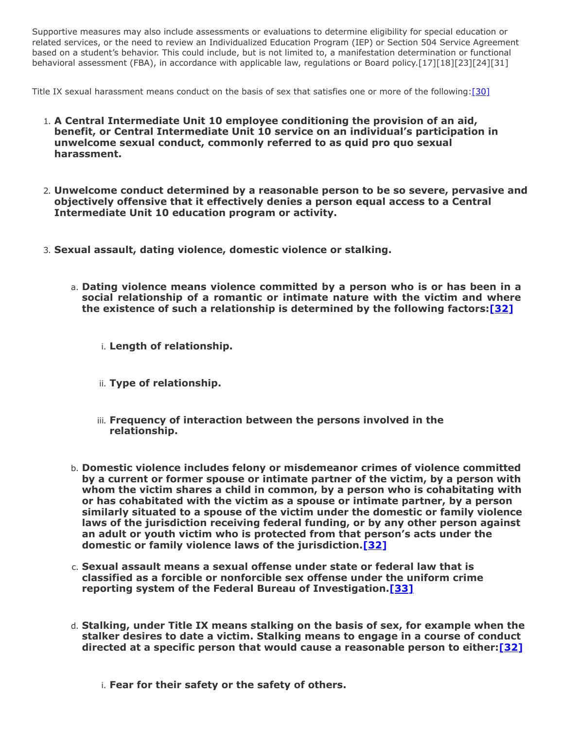Supportive measures may also include assessments or evaluations to determine eligibility for special education or related services, or the need to review an Individualized Education Program (IEP) or Section 504 Service Agreement based on a student's behavior. This could include, but is not limited to, a manifestation determination or functional behavioral assessment (FBA), in accordance with applicable law, regulations or Board policy.[17][18][23][24][31]

Title IX sexual harassment means conduct on the basis of sex that satisfies one or more of the following:[30]

1. **A Central Intermediate Unit 10 employee conditioning the provision of an aid, benefit, or Central Intermediate Unit 10 service on an individual's participation in unwelcome sexual conduct, commonly referred to as quid pro quo sexual harassment.**

2. **Unwelcome conduct determined by a reasonable person to be so severe, pervasive and objectively offensive that it effectively denies a person equal access to a Central Intermediate Unit 10 education program or activity.**

3. **Sexual assault, dating violence, domestic violence or stalking.**

   a. **Dating violence means violence committed by a person who is or has been in a social relationship of a romantic or intimate nature with the victim and where the existence of such a relationship is determined by the following factors:[32]**

      i. **Length of relationship.**

      ii. **Type of relationship.**

      iii. **Frequency of interaction between the persons involved in the relationship.**

   b. **Domestic violence includes felony or misdemeanor crimes of violence committed by a current or former spouse or intimate partner of the victim, by a person with whom the victim shares a child in common, by a person who is cohabitating with or has cohabitated with the victim as a spouse or intimate partner, by a person similarly situated to a spouse of the victim under the domestic or family violence laws of the jurisdiction receiving federal funding, or by any other person against an adult or youth victim who is protected from that person's acts under the domestic or family violence laws of the jurisdiction.[32]**

   c. **Sexual assault means a sexual offense under state or federal law that is classified as a forcible or nonforcible sex offense under the uniform crime reporting system of the Federal Bureau of Investigation.[33]**

   d. **Stalking, under Title IX means stalking on the basis of sex, for example when the stalker desires to date a victim. Stalking means to engage in a course of conduct directed at a specific person that would cause a reasonable person to either:[32]**

      i. **Fear for their safety or the safety of others.**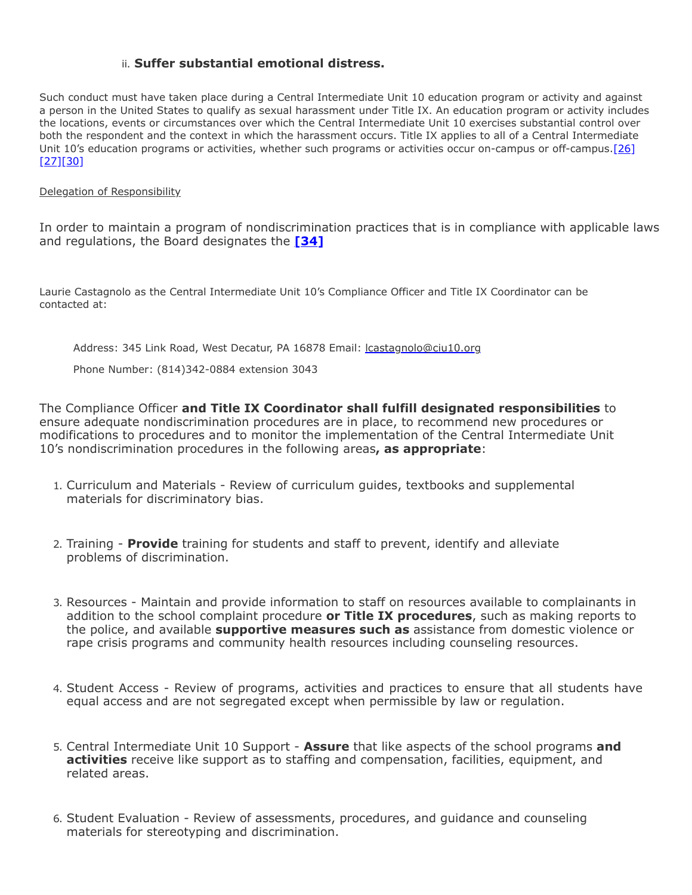ii. **Suffer substantial emotional distress.**

Such conduct must have taken place during a Central Intermediate Unit 10 education program or activity and against a person in the United States to qualify as sexual harassment under Title IX. An education program or activity includes the locations, events or circumstances over which the Central Intermediate Unit 10 exercises substantial control over both the respondent and the context in which the harassment occurs. Title IX applies to all of a Central Intermediate Unit 10's education programs or activities, whether such programs or activities occur on-campus or off-campus.[26][27][30]

Delegation of Responsibility

In order to maintain a program of nondiscrimination practices that is in compliance with applicable laws and regulations, the Board designates the **[34]**

Laurie Castagnolo as the Central Intermediate Unit 10's Compliance Officer and Title IX Coordinator can be contacted at:

Address: 345 Link Road, West Decatur, PA 16878 Email: lcastagnolo@ciu10.org

Phone Number: (814)342-0884 extension 3043

The Compliance Officer **and Title IX Coordinator shall fulfill designated responsibilities** to ensure adequate nondiscrimination procedures are in place, to recommend new procedures or modifications to procedures and to monitor the implementation of the Central Intermediate Unit 10's nondiscrimination procedures in the following areas**, as appropriate**:

1. Curriculum and Materials - Review of curriculum guides, textbooks and supplemental materials for discriminatory bias.
2. Training - **Provide** training for students and staff to prevent, identify and alleviate problems of discrimination.
3. Resources - Maintain and provide information to staff on resources available to complainants in addition to the school complaint procedure **or Title IX procedures**, such as making reports to the police, and available **supportive measures such as** assistance from domestic violence or rape crisis programs and community health resources including counseling resources.
4. Student Access - Review of programs, activities and practices to ensure that all students have equal access and are not segregated except when permissible by law or regulation.
5. Central Intermediate Unit 10 Support - **Assure** that like aspects of the school programs **and activities** receive like support as to staffing and compensation, facilities, equipment, and related areas.
6. Student Evaluation - Review of assessments, procedures, and guidance and counseling materials for stereotyping and discrimination.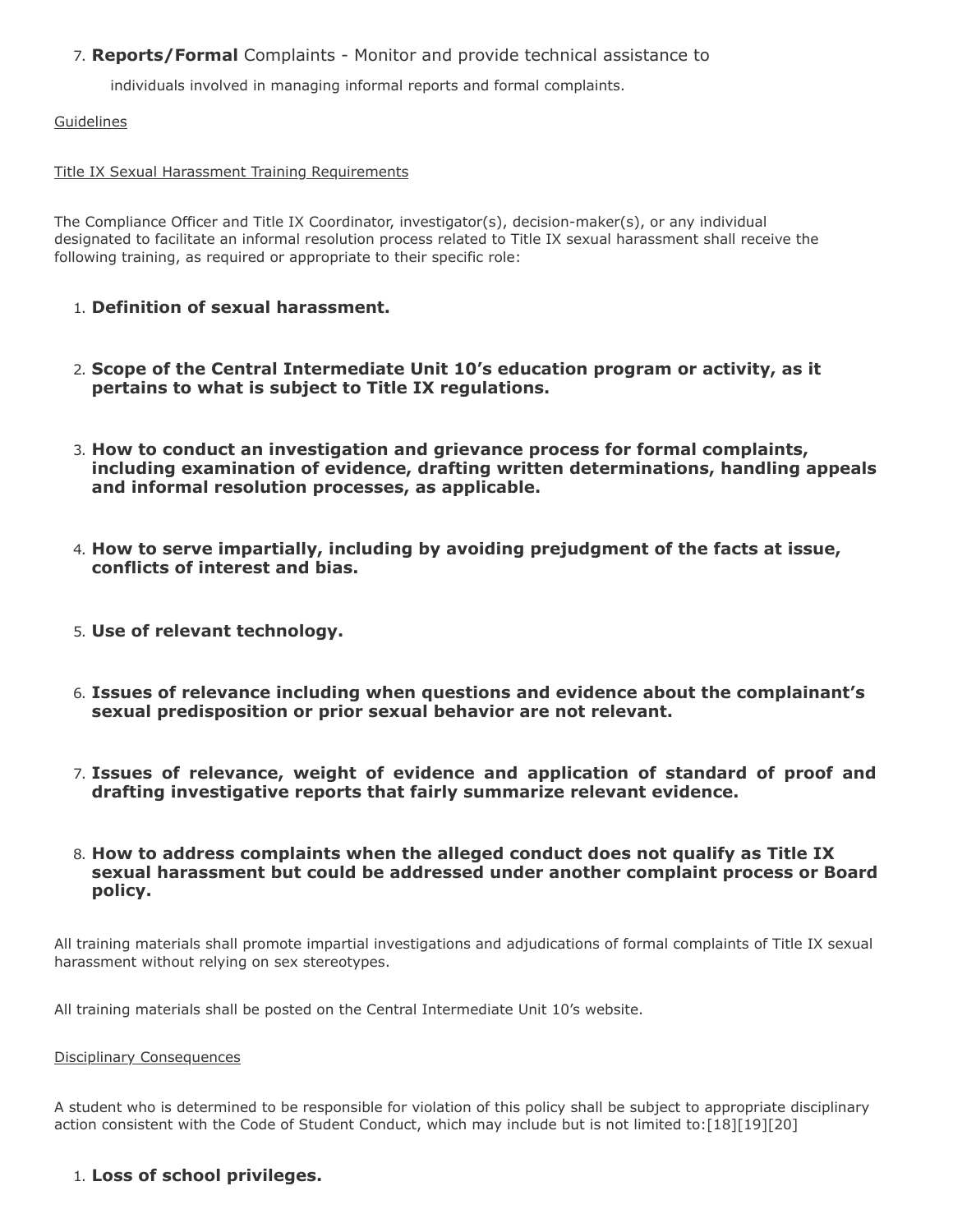7. **Reports/Formal** Complaints - Monitor and provide technical assistance to individuals involved in managing informal reports and formal complaints.

Guidelines

Title IX Sexual Harassment Training Requirements

The Compliance Officer and Title IX Coordinator, investigator(s), decision-maker(s), or any individual designated to facilitate an informal resolution process related to Title IX sexual harassment shall receive the following training, as required or appropriate to their specific role:

1. **Definition of sexual harassment.**

2. **Scope of the Central Intermediate Unit 10's education program or activity, as it pertains to what is subject to Title IX regulations.**

3. **How to conduct an investigation and grievance process for formal complaints, including examination of evidence, drafting written determinations, handling appeals and informal resolution processes, as applicable.**

4. **How to serve impartially, including by avoiding prejudgment of the facts at issue, conflicts of interest and bias.**

5. **Use of relevant technology.**

6. **Issues of relevance including when questions and evidence about the complainant's sexual predisposition or prior sexual behavior are not relevant.**

7. **Issues of relevance, weight of evidence and application of standard of proof and drafting investigative reports that fairly summarize relevant evidence.**

8. **How to address complaints when the alleged conduct does not qualify as Title IX sexual harassment but could be addressed under another complaint process or Board policy.**

All training materials shall promote impartial investigations and adjudications of formal complaints of Title IX sexual harassment without relying on sex stereotypes.

All training materials shall be posted on the Central Intermediate Unit 10's website.

Disciplinary Consequences

A student who is determined to be responsible for violation of this policy shall be subject to appropriate disciplinary action consistent with the Code of Student Conduct, which may include but is not limited to:[18][19][20]

1. **Loss of school privileges.**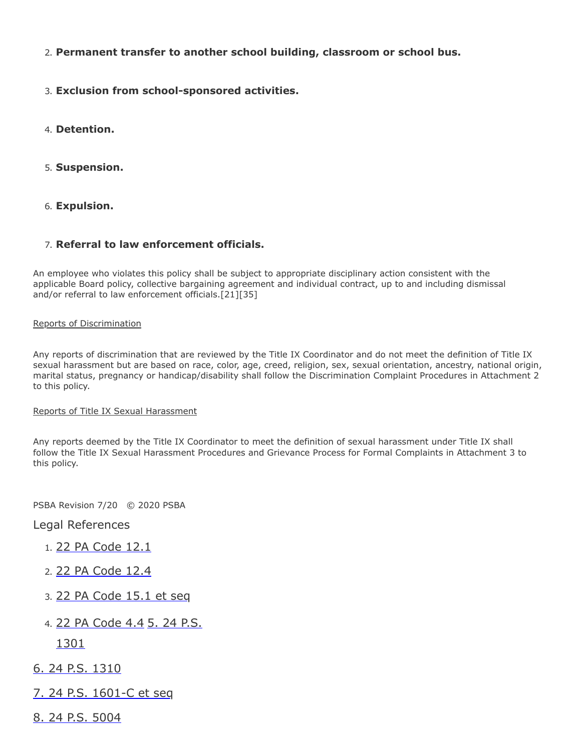2. **Permanent transfer to another school building, classroom or school bus.**

3. **Exclusion from school-sponsored activities.**

4. **Detention.**

5. **Suspension.**

6. **Expulsion.**

7. **Referral to law enforcement officials.**

An employee who violates this policy shall be subject to appropriate disciplinary action consistent with the applicable Board policy, collective bargaining agreement and individual contract, up to and including dismissal and/or referral to law enforcement officials.[21][35]

Reports of Discrimination

Any reports of discrimination that are reviewed by the Title IX Coordinator and do not meet the definition of Title IX sexual harassment but are based on race, color, age, creed, religion, sex, sexual orientation, ancestry, national origin, marital status, pregnancy or handicap/disability shall follow the Discrimination Complaint Procedures in Attachment 2 to this policy.

Reports of Title IX Sexual Harassment

Any reports deemed by the Title IX Coordinator to meet the definition of sexual harassment under Title IX shall follow the Title IX Sexual Harassment Procedures and Grievance Process for Formal Complaints in Attachment 3 to this policy.

PSBA Revision 7/20 © 2020 PSBA

## Legal References

1. 22 PA Code 12.1
2. 22 PA Code 12.4
3. 22 PA Code 15.1 et seq
4. 22 PA Code 4.4
5. 24 P.S. 1301
6. 24 P.S. 1310
7. 24 P.S. 1601-C et seq
8. 24 P.S. 5004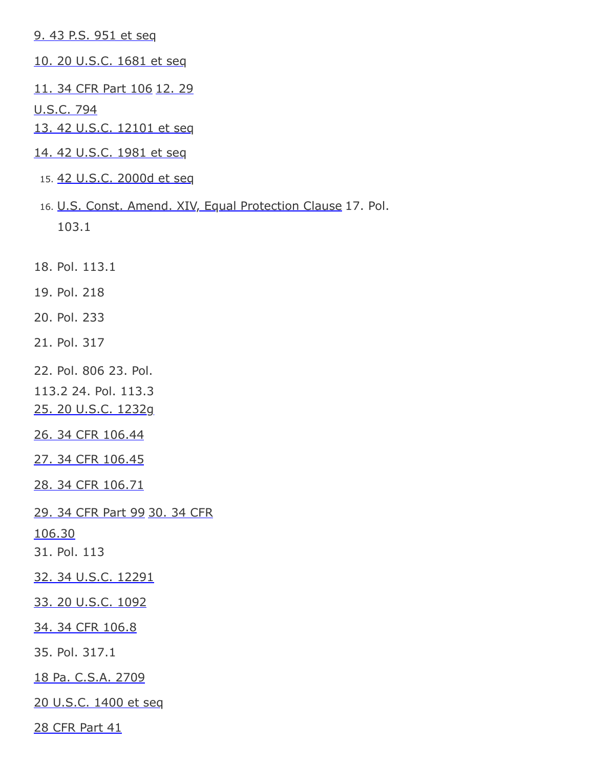9. 43 P.S. 951 et seq

10. 20 U.S.C. 1681 et seq

11. 34 CFR Part 106

12. 29 U.S.C. 794

13. 42 U.S.C. 12101 et seq

14. 42 U.S.C. 1981 et seq

15. 42 U.S.C. 2000d et seq

16. U.S. Const. Amend. XIV, Equal Protection Clause

17. Pol. 103.1

18. Pol. 113.1

19. Pol. 218

20. Pol. 233

21. Pol. 317

22. Pol. 806

23. Pol. 113.2

24. Pol. 113.3

25. 20 U.S.C. 1232g

26. 34 CFR 106.44

27. 34 CFR 106.45

28. 34 CFR 106.71

29. 34 CFR Part 99

30. 34 CFR 106.30

31. Pol. 113

32. 34 U.S.C. 12291

33. 20 U.S.C. 1092

34. 34 CFR 106.8

35. Pol. 317.1

18 Pa. C.S.A. 2709

20 U.S.C. 1400 et seq

28 CFR Part 41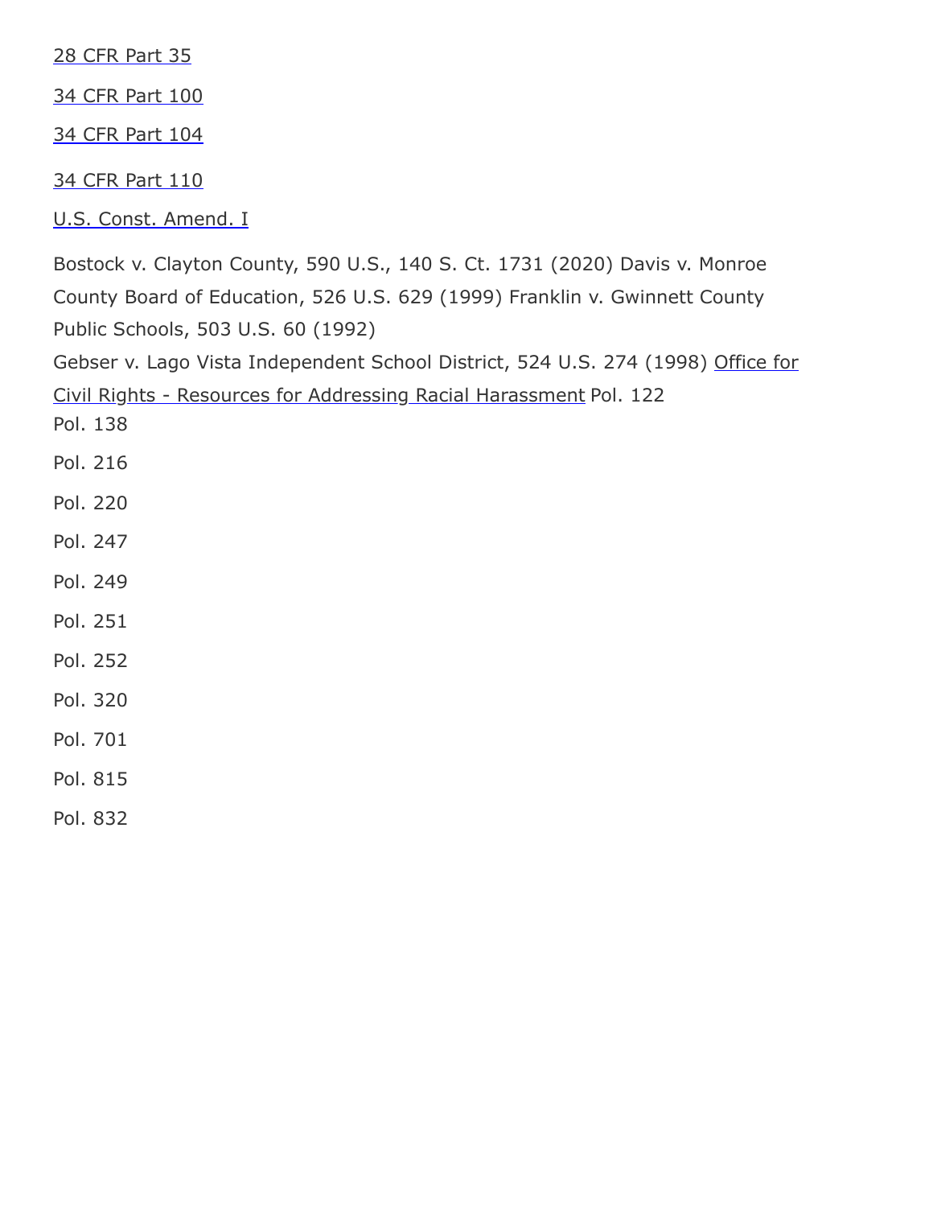28 CFR Part 35

34 CFR Part 100

34 CFR Part 104

34 CFR Part 110

U.S. Const. Amend. I

Bostock v. Clayton County, 590 U.S., 140 S. Ct. 1731 (2020) Davis v. Monroe County Board of Education, 526 U.S. 629 (1999) Franklin v. Gwinnett County Public Schools, 503 U.S. 60 (1992)
Gebser v. Lago Vista Independent School District, 524 U.S. 274 (1998) Office for Civil Rights - Resources for Addressing Racial Harassment Pol. 122
Pol. 138

Pol. 216

Pol. 220

Pol. 247

Pol. 249

Pol. 251

Pol. 252

Pol. 320

Pol. 701

Pol. 815

Pol. 832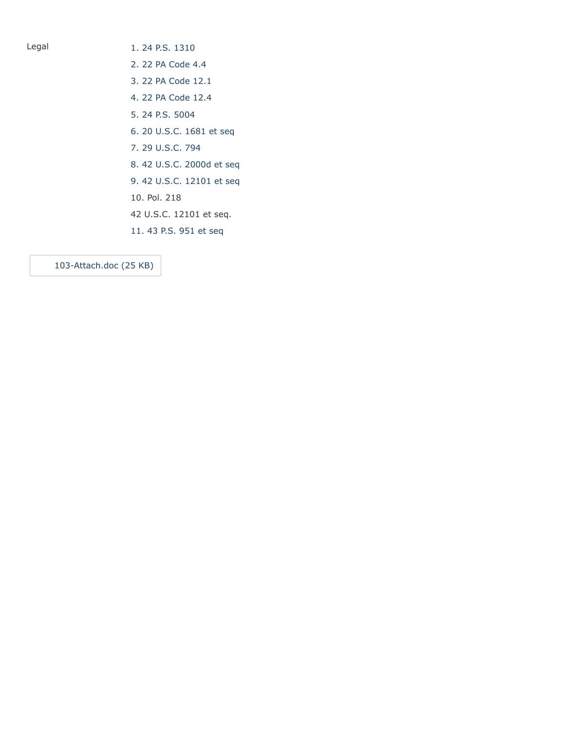Legal

1. 24 P.S. 1310
2. 22 PA Code 4.4
3. 22 PA Code 12.1
4. 22 PA Code 12.4
5. 24 P.S. 5004
6. 20 U.S.C. 1681 et seq
7. 29 U.S.C. 794
8. 42 U.S.C. 2000d et seq
9. 42 U.S.C. 12101 et seq
10. Pol. 218

42 U.S.C. 12101 et seq.

11. 43 P.S. 951 et seq

103-Attach.doc (25 KB)